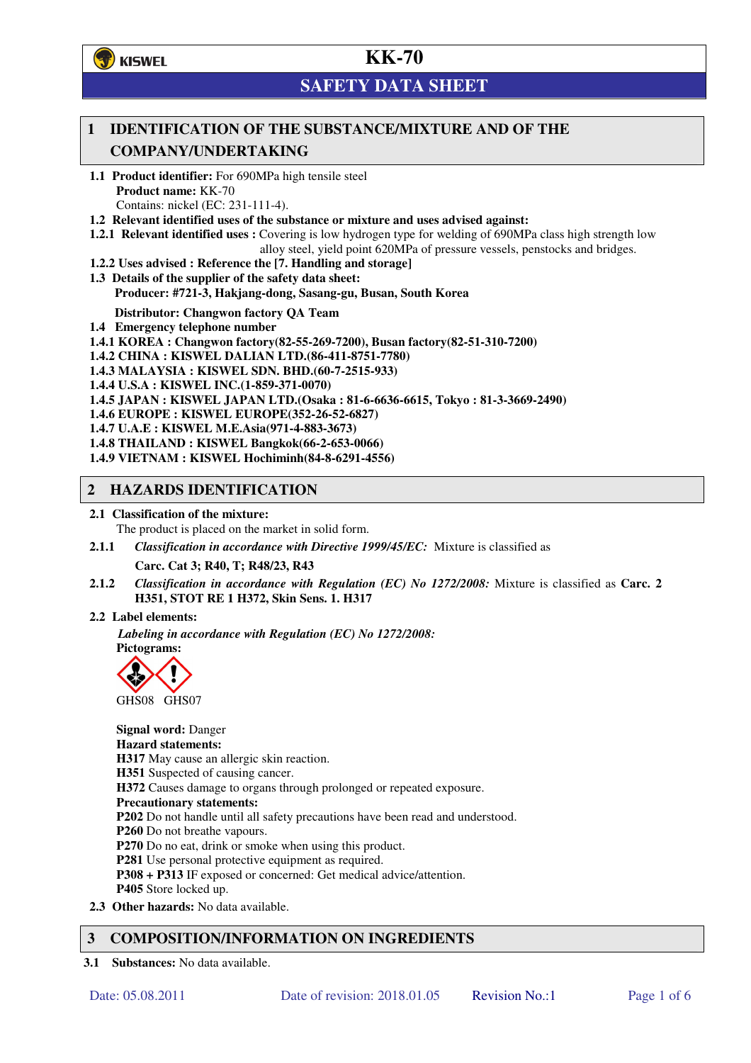# KK-70

## SAFETY DATA SHEET

## 1 IDENTIFICATION OF THE SUBSTANCE/MIXTURE AND OF THE COMPANY/UNDERTAKING

**1.1 Product identifier:** For 690MPa high tensile steel
**Product name:** KK-70
Contains: nickel (EC: 231-111-4).

**1.2 Relevant identified uses of the substance or mixture and uses advised against:**

**1.2.1 Relevant identified uses :** Covering is low hydrogen type for welding of 690MPa class high strength low alloy steel, yield point 620MPa of pressure vessels, penstocks and bridges.

**1.2.2 Uses advised : Reference the [7. Handling and storage]**

**1.3 Details of the supplier of the safety data sheet:**
**Producer: #721-3, Hakjang-dong, Sasang-gu, Busan, South Korea**

**Distributor: Changwon factory QA Team**

**1.4 Emergency telephone number**

**1.4.1 KOREA : Changwon factory(82-55-269-7200), Busan factory(82-51-310-7200)**
**1.4.2 CHINA : KISWEL DALIAN LTD.(86-411-8751-7780)**
**1.4.3 MALAYSIA : KISWEL SDN. BHD.(60-7-2515-933)**
**1.4.4 U.S.A : KISWEL INC.(1-859-371-0070)**
**1.4.5 JAPAN : KISWEL JAPAN LTD.(Osaka : 81-6-6636-6615, Tokyo : 81-3-3669-2490)**
**1.4.6 EUROPE : KISWEL EUROPE(352-26-52-6827)**
**1.4.7 U.A.E : KISWEL M.E.Asia(971-4-883-3673)**
**1.4.8 THAILAND : KISWEL Bangkok(66-2-653-0066)**
**1.4.9 VIETNAM : KISWEL Hochiminh(84-8-6291-4556)**

## 2 HAZARDS IDENTIFICATION

**2.1 Classification of the mixture:**
The product is placed on the market in solid form.

**2.1.1** *Classification in accordance with Directive 1999/45/EC:* Mixture is classified as
**Carc. Cat 3; R40, T; R48/23, R43**

**2.1.2** *Classification in accordance with Regulation (EC) No 1272/2008:* Mixture is classified as **Carc. 2 H351, STOT RE 1 H372, Skin Sens. 1. H317**

**2.2 Label elements:**
***Labeling in accordance with Regulation (EC) No 1272/2008:***
**Pictograms:**

GHS08 GHS07

**Signal word:** Danger
**Hazard statements:**
**H317** May cause an allergic skin reaction.
**H351** Suspected of causing cancer.
**H372** Causes damage to organs through prolonged or repeated exposure.
**Precautionary statements:**
**P202** Do not handle until all safety precautions have been read and understood.
**P260** Do not breathe vapours.
**P270** Do no eat, drink or smoke when using this product.
**P281** Use personal protective equipment as required.
**P308 + P313** IF exposed or concerned: Get medical advice/attention.
**P405** Store locked up.

**2.3 Other hazards:** No data available.

## 3 COMPOSITION/INFORMATION ON INGREDIENTS

**3.1 Substances:** No data available.

Date: 05.08.2011 Date of revision: 2018.01.05 Revision No.:1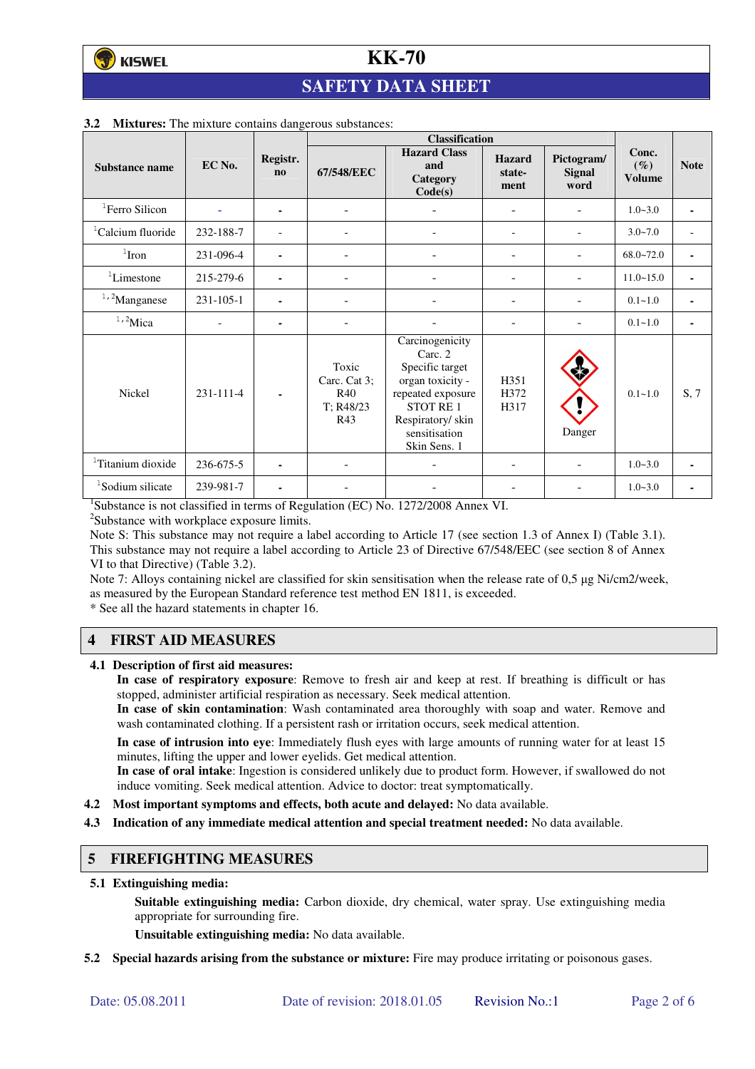**3.2 Mixtures:** The mixture contains dangerous substances:

| Substance name | EC No. | Registr. no | Classification | | | | Conc. (%) Volume | Note |
|---|---|---|---|---|---|---|---|---|
| | | | 67/548/EEC | Hazard Class and Category Code(s) | Hazard state-ment | Pictogram/ Signal word | | |
| [1]Ferro Silicon | - | - | - | - | - | - | 1.0~3.0 | - |
| [1]Calcium fluoride | 232-188-7 | - | - | - | - | - | 3.0~7.0 | - |
| [1]Iron | 231-096-4 | - | - | - | - | - | 68.0~72.0 | - |
| [1]Limestone | 215-279-6 | - | - | - | - | - | 11.0~15.0 | - |
| [1,2]Manganese | 231-105-1 | - | - | - | - | - | 0.1~1.0 | - |
| [1,2]Mica | - | - | - | - | - | - | 0.1~1.0 | - |
| Nickel | 231-111-4 | - | Toxic Carc. Cat 3; R40 T; R48/23 R43 | Carcinogenicity Carc. 2 Specific target organ toxicity - repeated exposure STOT RE 1 Respiratory/ skin sensitisation Skin Sens. 1 | H351 H372 H317 | Danger | 0.1~1.0 | S, 7 |
| [1]Titanium dioxide | 236-675-5 | - | - | - | - | - | 1.0~3.0 | - |
| [1]Sodium silicate | 239-981-7 | - | - | - | - | - | 1.0~3.0 | - |

[1]Substance is not classified in terms of Regulation (EC) No. 1272/2008 Annex VI.
[2]Substance with workplace exposure limits.
Note S: This substance may not require a label according to Article 17 (see section 1.3 of Annex I) (Table 3.1). This substance may not require a label according to Article 23 of Directive 67/548/EEC (see section 8 of Annex VI to that Directive) (Table 3.2).
Note 7: Alloys containing nickel are classified for skin sensitisation when the release rate of 0,5 µg Ni/cm2/week, as measured by the European Standard reference test method EN 1811, is exceeded.
* See all the hazard statements in chapter 16.

## 4 FIRST AID MEASURES

**4.1 Description of first aid measures:**

**In case of respiratory exposure**: Remove to fresh air and keep at rest. If breathing is difficult or has stopped, administer artificial respiration as necessary. Seek medical attention.
**In case of skin contamination**: Wash contaminated area thoroughly with soap and water. Remove and wash contaminated clothing. If a persistent rash or irritation occurs, seek medical attention.
**In case of intrusion into eye**: Immediately flush eyes with large amounts of running water for at least 15 minutes, lifting the upper and lower eyelids. Get medical attention.
**In case of oral intake**: Ingestion is considered unlikely due to product form. However, if swallowed do not induce vomiting. Seek medical attention. Advice to doctor: treat symptomatically.

**4.2 Most important symptoms and effects, both acute and delayed:** No data available.

**4.3 Indication of any immediate medical attention and special treatment needed:** No data available.

## 5 FIREFIGHTING MEASURES

**5.1 Extinguishing media:**

**Suitable extinguishing media:** Carbon dioxide, dry chemical, water spray. Use extinguishing media appropriate for surrounding fire.

**Unsuitable extinguishing media:** No data available.

**5.2 Special hazards arising from the substance or mixture:** Fire may produce irritating or poisonous gases.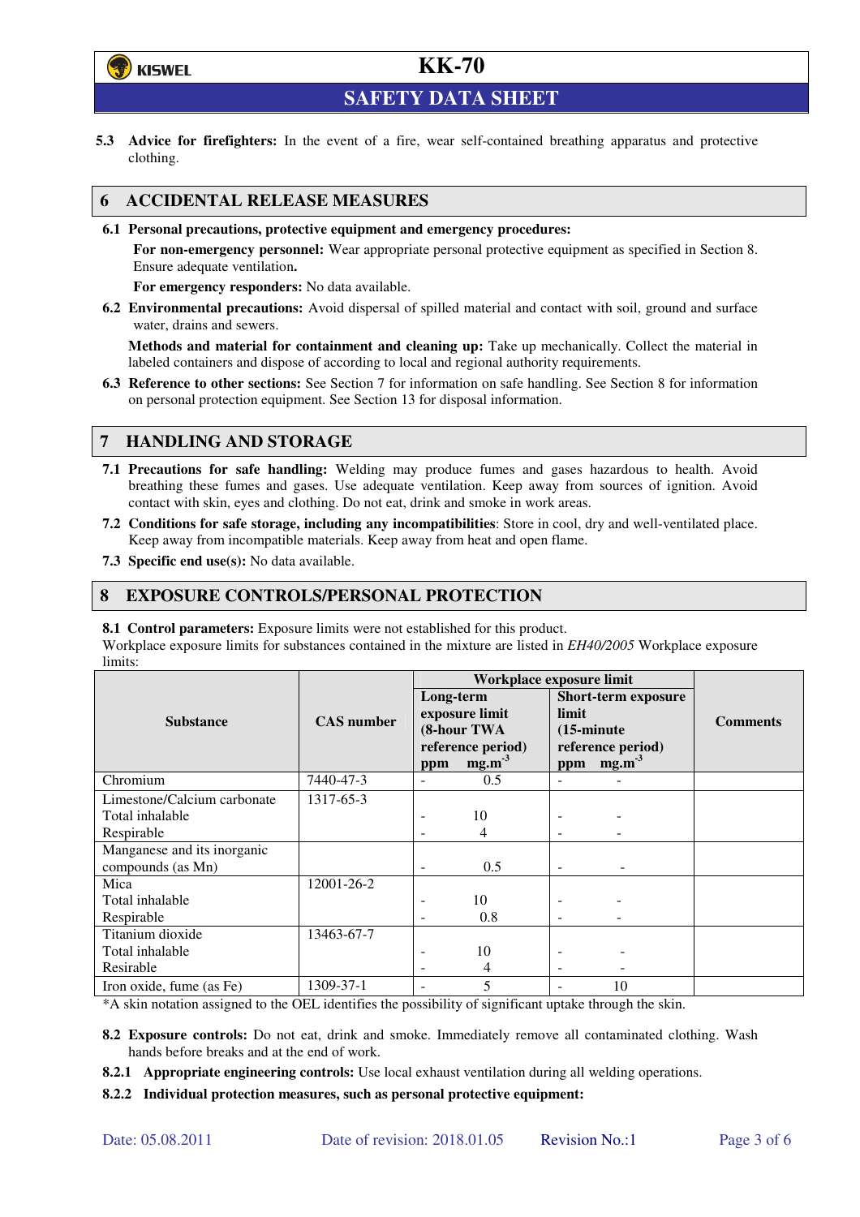**5.3 Advice for firefighters:** In the event of a fire, wear self-contained breathing apparatus and protective clothing.

## 6 ACCIDENTAL RELEASE MEASURES

**6.1 Personal precautions, protective equipment and emergency procedures:**

**For non-emergency personnel:** Wear appropriate personal protective equipment as specified in Section 8. Ensure adequate ventilation**.**

**For emergency responders:** No data available.

**6.2 Environmental precautions:** Avoid dispersal of spilled material and contact with soil, ground and surface water, drains and sewers.

**Methods and material for containment and cleaning up:** Take up mechanically. Collect the material in labeled containers and dispose of according to local and regional authority requirements.

**6.3 Reference to other sections:** See Section 7 for information on safe handling. See Section 8 for information on personal protection equipment. See Section 13 for disposal information.

## 7 HANDLING AND STORAGE

**7.1 Precautions for safe handling:** Welding may produce fumes and gases hazardous to health. Avoid breathing these fumes and gases. Use adequate ventilation. Keep away from sources of ignition. Avoid contact with skin, eyes and clothing. Do not eat, drink and smoke in work areas.

**7.2 Conditions for safe storage, including any incompatibilities**: Store in cool, dry and well-ventilated place. Keep away from incompatible materials. Keep away from heat and open flame.

**7.3 Specific end use(s):** No data available.

## 8 EXPOSURE CONTROLS/PERSONAL PROTECTION

**8.1 Control parameters:** Exposure limits were not established for this product.

Workplace exposure limits for substances contained in the mixture are listed in *EH40/2005* Workplace exposure limits:

| Substance | CAS number | Workplace exposure limit: Long-term exposure limit (8-hour TWA reference period) ppm | Workplace exposure limit: Long-term exposure limit (8-hour TWA reference period) $mg.m^{-3}$ | Workplace exposure limit: Short-term exposure limit (15-minute reference period) ppm | Workplace exposure limit: Short-term exposure limit (15-minute reference period) $mg.m^{-3}$ | Comments |
|---|---|---|---|---|---|---|
| Chromium | 7440-47-3 | - | 0.5 | - | - | |
| Limestone/Calcium carbonate | 1317-65-3 | | | | | |
| Total inhalable | | - | 10 | - | - | |
| Respirable | | - | 4 | - | - | |
| Manganese and its inorganic compounds (as Mn) | | - | 0.5 | - | - | |
| Mica | 12001-26-2 | | | | | |
| Total inhalable | | - | 10 | - | - | |
| Respirable | | - | 0.8 | - | - | |
| Titanium dioxide | 13463-67-7 | | | | | |
| Total inhalable | | - | 10 | - | - | |
| Resirable | | - | 4 | - | - | |
| Iron oxide, fume (as Fe) | 1309-37-1 | - | 5 | - | 10 | |

*A skin notation assigned to the OEL identifies the possibility of significant uptake through the skin.

**8.2 Exposure controls:** Do not eat, drink and smoke. Immediately remove all contaminated clothing. Wash hands before breaks and at the end of work.

**8.2.1 Appropriate engineering controls:** Use local exhaust ventilation during all welding operations.

**8.2.2 Individual protection measures, such as personal protective equipment:**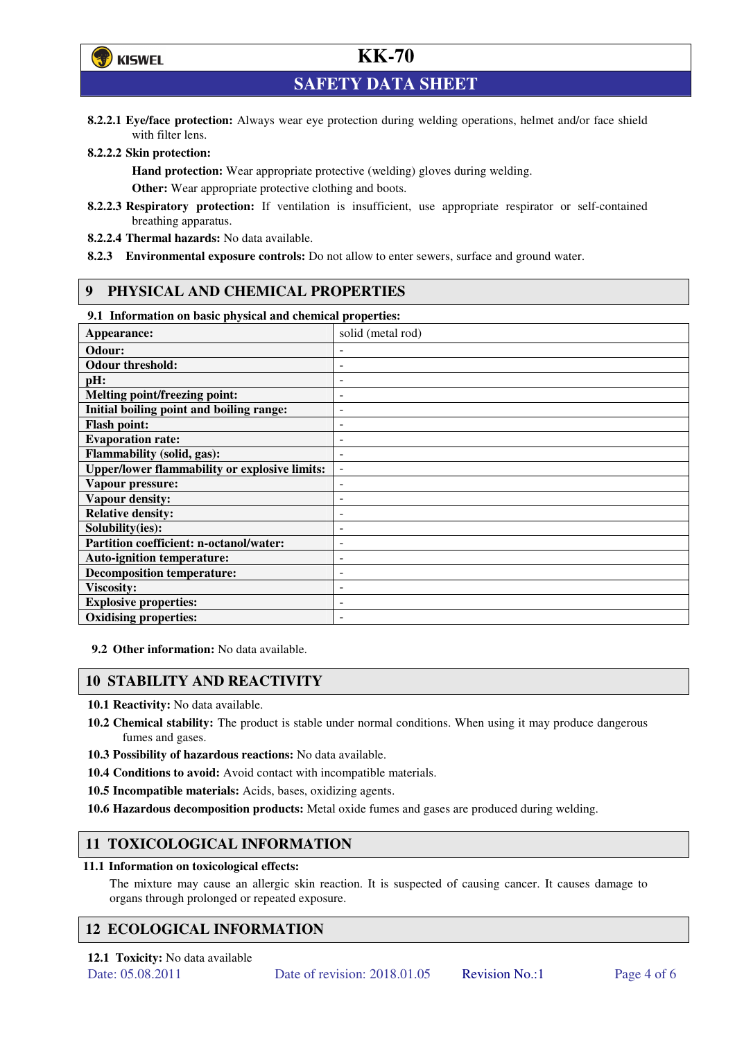**8.2.2.1 Eye/face protection:** Always wear eye protection during welding operations, helmet and/or face shield with filter lens.

**8.2.2.2 Skin protection:**

**Hand protection:** Wear appropriate protective (welding) gloves during welding.

**Other:** Wear appropriate protective clothing and boots.

**8.2.2.3 Respiratory protection:** If ventilation is insufficient, use appropriate respirator or self-contained breathing apparatus.

**8.2.2.4 Thermal hazards:** No data available.

**8.2.3 Environmental exposure controls:** Do not allow to enter sewers, surface and ground water.

## 9 PHYSICAL AND CHEMICAL PROPERTIES

**9.1 Information on basic physical and chemical properties:**

| | |
|---|---|
| **Appearance:** | solid (metal rod) |
| **Odour:** | - |
| **Odour threshold:** | - |
| **pH:** | - |
| **Melting point/freezing point:** | - |
| **Initial boiling point and boiling range:** | - |
| **Flash point:** | - |
| **Evaporation rate:** | - |
| **Flammability (solid, gas):** | - |
| **Upper/lower flammability or explosive limits:** | - |
| **Vapour pressure:** | - |
| **Vapour density:** | - |
| **Relative density:** | - |
| **Solubility(ies):** | - |
| **Partition coefficient: n-octanol/water:** | - |
| **Auto-ignition temperature:** | - |
| **Decomposition temperature:** | - |
| **Viscosity:** | - |
| **Explosive properties:** | - |
| **Oxidising properties:** | - |

**9.2 Other information:** No data available.

## 10 STABILITY AND REACTIVITY

**10.1 Reactivity:** No data available.

**10.2 Chemical stability:** The product is stable under normal conditions. When using it may produce dangerous fumes and gases.

**10.3 Possibility of hazardous reactions:** No data available.

**10.4 Conditions to avoid:** Avoid contact with incompatible materials.

**10.5 Incompatible materials:** Acids, bases, oxidizing agents.

**10.6 Hazardous decomposition products:** Metal oxide fumes and gases are produced during welding.

## 11 TOXICOLOGICAL INFORMATION

**11.1 Information on toxicological effects:**

The mixture may cause an allergic skin reaction. It is suspected of causing cancer. It causes damage to organs through prolonged or repeated exposure.

## 12 ECOLOGICAL INFORMATION

**12.1 Toxicity:** No data available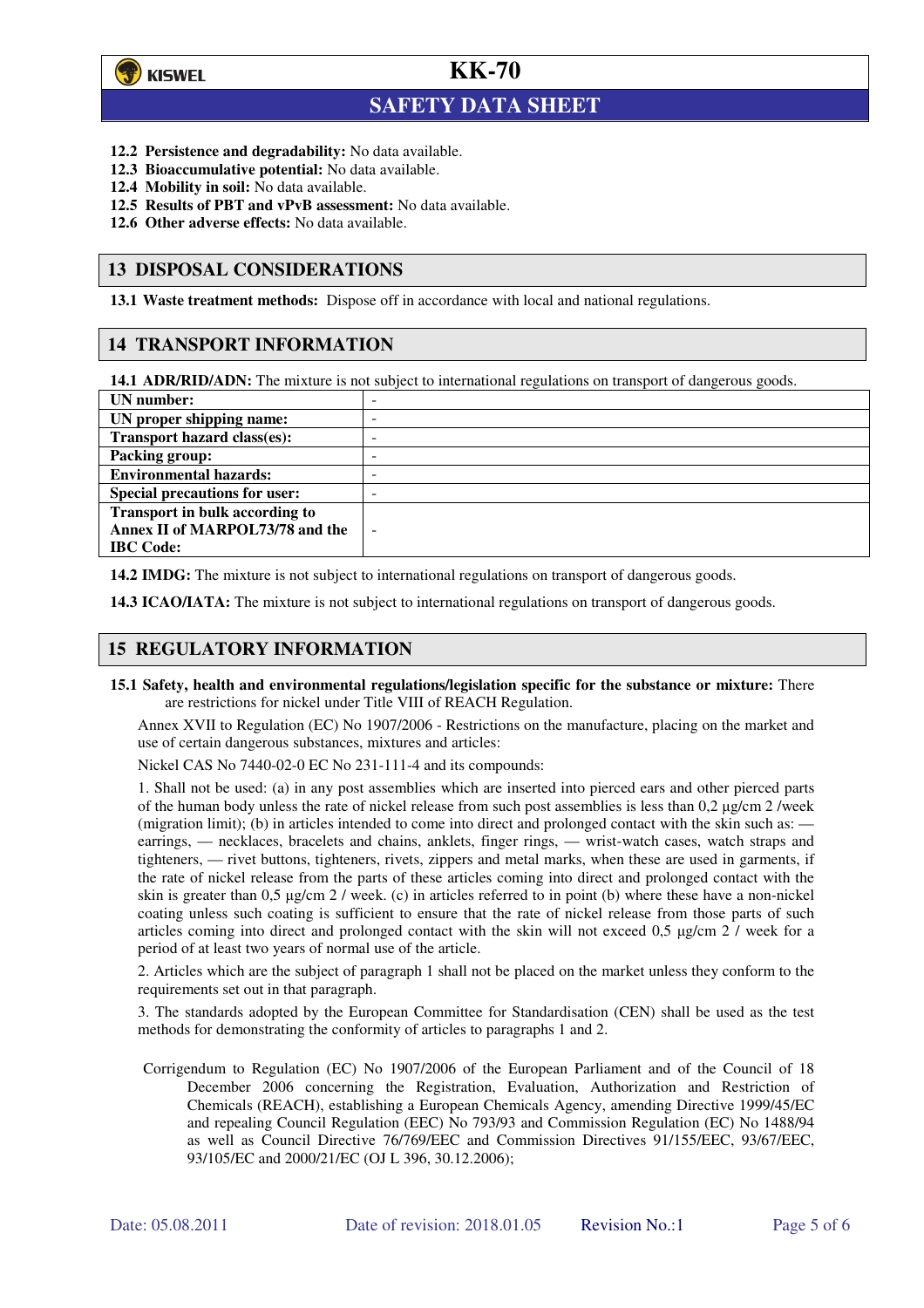**12.2 Persistence and degradability:** No data available.
**12.3 Bioaccumulative potential:** No data available.
**12.4 Mobility in soil:** No data available.
**12.5 Results of PBT and vPvB assessment:** No data available.
**12.6 Other adverse effects:** No data available.

## 13 DISPOSAL CONSIDERATIONS

**13.1 Waste treatment methods:** Dispose off in accordance with local and national regulations.

## 14 TRANSPORT INFORMATION

**14.1 ADR/RID/ADN:** The mixture is not subject to international regulations on transport of dangerous goods.

| | |
|---|---|
| **UN number:** | - |
| **UN proper shipping name:** | - |
| **Transport hazard class(es):** | - |
| **Packing group:** | - |
| **Environmental hazards:** | - |
| **Special precautions for user:** | - |
| **Transport in bulk according to Annex II of MARPOL73/78 and the IBC Code:** | - |

**14.2 IMDG:** The mixture is not subject to international regulations on transport of dangerous goods.

**14.3 ICAO/IATA:** The mixture is not subject to international regulations on transport of dangerous goods.

## 15 REGULATORY INFORMATION

**15.1 Safety, health and environmental regulations/legislation specific for the substance or mixture:** There are restrictions for nickel under Title VIII of REACH Regulation.

Annex XVII to Regulation (EC) No 1907/2006 - Restrictions on the manufacture, placing on the market and use of certain dangerous substances, mixtures and articles:

Nickel CAS No 7440-02-0 EC No 231-111-4 and its compounds:

1. Shall not be used: (a) in any post assemblies which are inserted into pierced ears and other pierced parts of the human body unless the rate of nickel release from such post assemblies is less than 0,2 µg/cm 2 /week (migration limit); (b) in articles intended to come into direct and prolonged contact with the skin such as: — earrings, — necklaces, bracelets and chains, anklets, finger rings, — wrist-watch cases, watch straps and tighteners, — rivet buttons, tighteners, rivets, zippers and metal marks, when these are used in garments, if the rate of nickel release from the parts of these articles coming into direct and prolonged contact with the skin is greater than 0,5 µg/cm 2 / week. (c) in articles referred to in point (b) where these have a non-nickel coating unless such coating is sufficient to ensure that the rate of nickel release from those parts of such articles coming into direct and prolonged contact with the skin will not exceed 0,5 µg/cm 2 / week for a period of at least two years of normal use of the article.

2. Articles which are the subject of paragraph 1 shall not be placed on the market unless they conform to the requirements set out in that paragraph.

3. The standards adopted by the European Committee for Standardisation (CEN) shall be used as the test methods for demonstrating the conformity of articles to paragraphs 1 and 2.

Corrigendum to Regulation (EC) No 1907/2006 of the European Parliament and of the Council of 18 December 2006 concerning the Registration, Evaluation, Authorization and Restriction of Chemicals (REACH), establishing a European Chemicals Agency, amending Directive 1999/45/EC and repealing Council Regulation (EEC) No 793/93 and Commission Regulation (EC) No 1488/94 as well as Council Directive 76/769/EEC and Commission Directives 91/155/EEC, 93/67/EEC, 93/105/EC and 2000/21/EC (OJ L 396, 30.12.2006);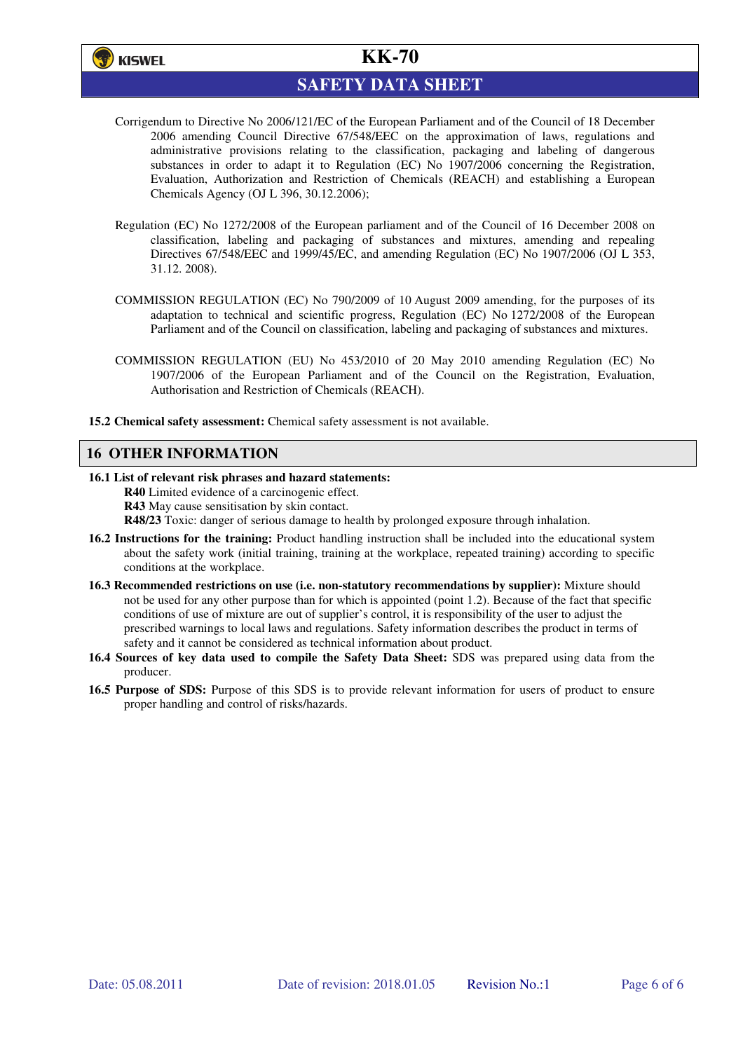Corrigendum to Directive No 2006/121/EC of the European Parliament and of the Council of 18 December 2006 amending Council Directive 67/548/EEC on the approximation of laws, regulations and administrative provisions relating to the classification, packaging and labeling of dangerous substances in order to adapt it to Regulation (EC) No 1907/2006 concerning the Registration, Evaluation, Authorization and Restriction of Chemicals (REACH) and establishing a European Chemicals Agency (OJ L 396, 30.12.2006);

Regulation (EC) No 1272/2008 of the European parliament and of the Council of 16 December 2008 on classification, labeling and packaging of substances and mixtures, amending and repealing Directives 67/548/EEC and 1999/45/EC, and amending Regulation (EC) No 1907/2006 (OJ L 353, 31.12. 2008).

COMMISSION REGULATION (EC) No 790/2009 of 10 August 2009 amending, for the purposes of its adaptation to technical and scientific progress, Regulation (EC) No 1272/2008 of the European Parliament and of the Council on classification, labeling and packaging of substances and mixtures.

COMMISSION REGULATION (EU) No 453/2010 of 20 May 2010 amending Regulation (EC) No 1907/2006 of the European Parliament and of the Council on the Registration, Evaluation, Authorisation and Restriction of Chemicals (REACH).

**15.2 Chemical safety assessment:** Chemical safety assessment is not available.

## 16 OTHER INFORMATION

**16.1 List of relevant risk phrases and hazard statements:**

**R40** Limited evidence of a carcinogenic effect.
**R43** May cause sensitisation by skin contact.
**R48/23** Toxic: danger of serious damage to health by prolonged exposure through inhalation.

**16.2 Instructions for the training:** Product handling instruction shall be included into the educational system about the safety work (initial training, training at the workplace, repeated training) according to specific conditions at the workplace.

**16.3 Recommended restrictions on use (i.e. non-statutory recommendations by supplier):** Mixture should not be used for any other purpose than for which is appointed (point 1.2). Because of the fact that specific conditions of use of mixture are out of supplier's control, it is responsibility of the user to adjust the prescribed warnings to local laws and regulations. Safety information describes the product in terms of safety and it cannot be considered as technical information about product.

**16.4 Sources of key data used to compile the Safety Data Sheet:** SDS was prepared using data from the producer.

**16.5 Purpose of SDS:** Purpose of this SDS is to provide relevant information for users of product to ensure proper handling and control of risks/hazards.